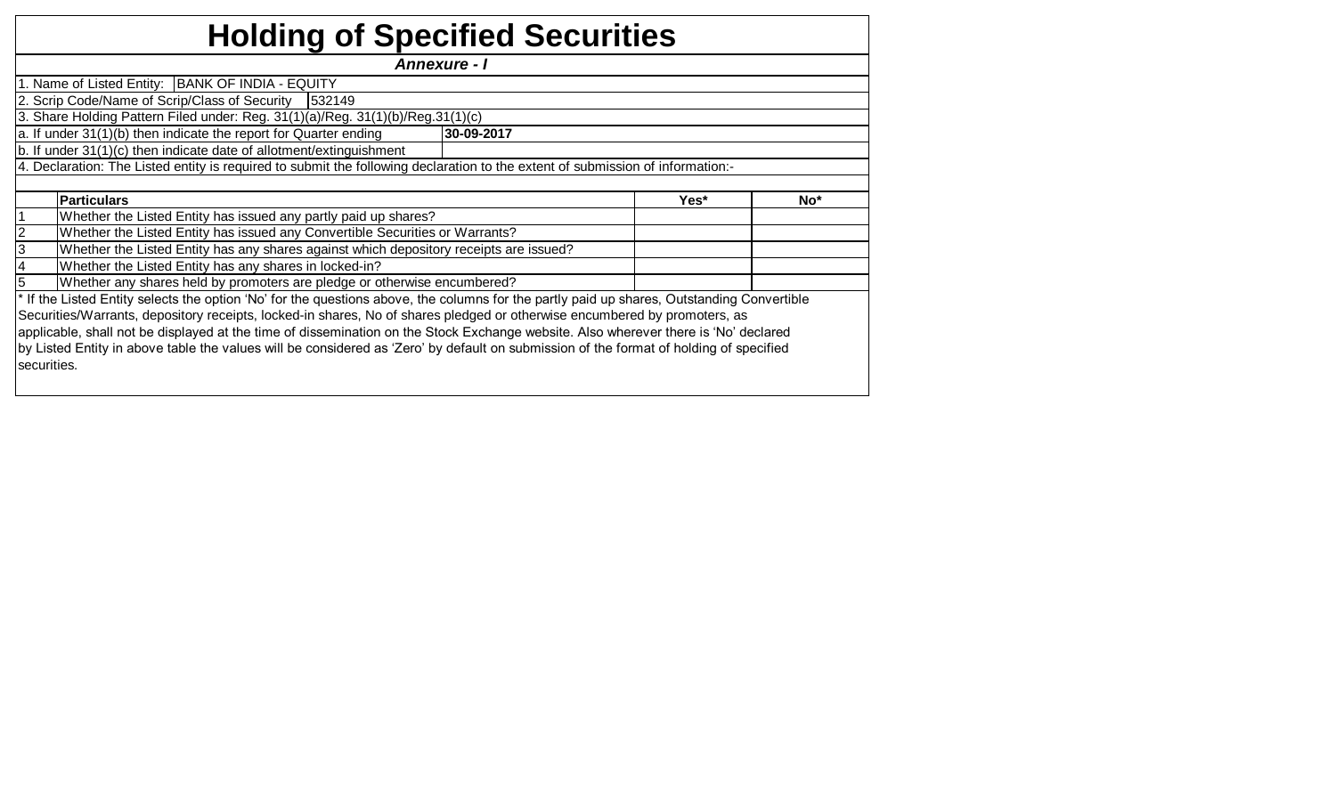# Holding of Specified Securities

***Annexure - I***

1. Name of Listed Entity: BANK OF INDIA - EQUITY

2. Scrip Code/Name of Scrip/Class of Security 532149

3. Share Holding Pattern Filed under: Reg. 31(1)(a)/Reg. 31(1)(b)/Reg.31(1)(c)

a. If under 31(1)(b) then indicate the report for Quarter ending **30-09-2017**

b. If under 31(1)(c) then indicate date of allotment/extinguishment

4. Declaration: The Listed entity is required to submit the following declaration to the extent of submission of information:-

| | **Particulars** | **Yes*** | **No*** |
|---|---|---|---|
| 1 | Whether the Listed Entity has issued any partly paid up shares? | | |
| 2 | Whether the Listed Entity has issued any Convertible Securities or Warrants? | | |
| 3 | Whether the Listed Entity has any shares against which depository receipts are issued? | | |
| 4 | Whether the Listed Entity has any shares in locked-in? | | |
| 5 | Whether any shares held by promoters are pledge or otherwise encumbered? | | |

* If the Listed Entity selects the option 'No' for the questions above, the columns for the partly paid up shares, Outstanding Convertible Securities/Warrants, depository receipts, locked-in shares, No of shares pledged or otherwise encumbered by promoters, as applicable, shall not be displayed at the time of dissemination on the Stock Exchange website. Also wherever there is 'No' declared by Listed Entity in above table the values will be considered as 'Zero' by default on submission of the format of holding of specified securities.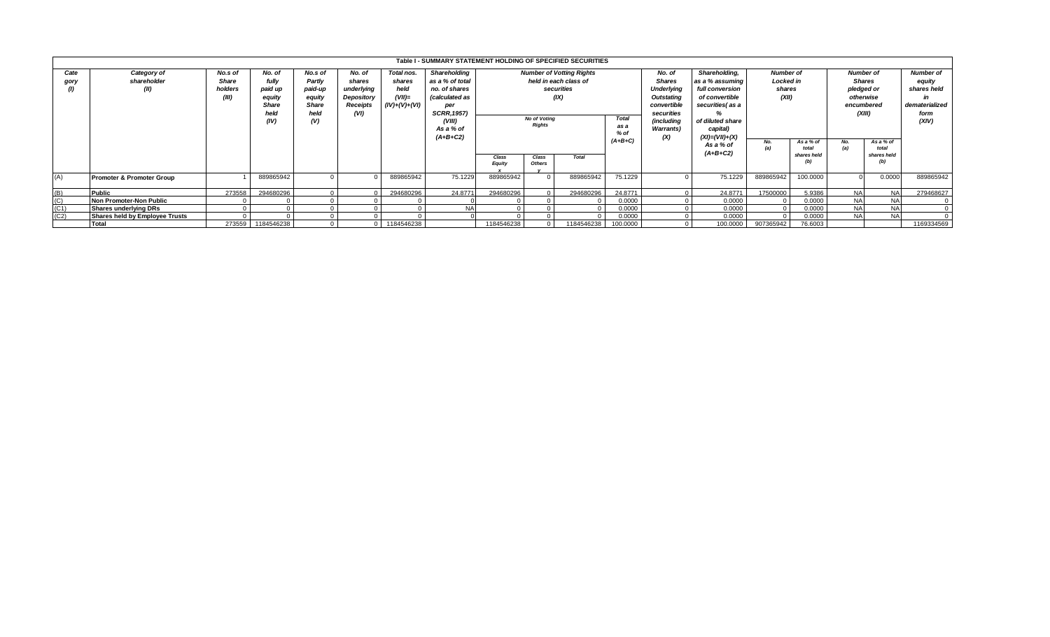# Table I - SUMMARY STATEMENT HOLDING OF SPECIFIED SECURITIES

| Cate gory (I) | Category of shareholder (II) | No.s of Share holders (III) | No. of fully paid up equity Share held (IV) | No.s of Partly paid-up equity Share held (V) | No. of shares underlying Depository Receipts (VI) | Total nos. shares held (VII)= (IV)+(V)+(VI) | Shareholding as a % of total no. of shares (calculated as per SCRR,1957) (VIII) As a % of (A+B+C2) | Number of Votting Rights held in each class of securities (IX) | | | | No. of Shares Underlying Outstating convertible securities (including Warrants) (X) | Shareholding, as a % assuming full conversion of convertible securities( as a % of diluted share capital) (XI)=(VII)+(X) As a % of (A+B+C2) | Number of Locked in shares (XII) | | Number of Shares pledged or otherwise encumbered (XIII) | | Number of equity shares held in dematerialized form (XIV) |
|---|---|---|---|---|---|---|---|---|---|---|---|---|---|---|---|---|---|---|
| | | | | | | | | No of Votting Rights | | | Total as a % of (A+B+C) | | | No. (a) | As a % of total shares held (b) | No. (a) | As a % of total shares held (b) | |
| | | | | | | | | Class Equity x | Class Others y | Total | | | | | | | | |
| (A) | Promoter & Promoter Group | 1 | 889865942 | 0 | 0 | 889865942 | 75.1229 | 889865942 | 0 | 889865942 | 75.1229 | 0 | 75.1229 | 889865942 | 100.0000 | 0 | 0.0000 | 889865942 |
| (B) | Public | 273558 | 294680296 | 0 | 0 | 294680296 | 24.8771 | 294680296 | 0 | 294680296 | 24.8771 | 0 | 24.8771 | 17500000 | 5.9386 | NA | NA | 279468627 |
| (C) | Non Promoter-Non Public | 0 | 0 | 0 | 0 | 0 | 0 | 0 | 0 | 0 | 0.0000 | 0 | 0.0000 | 0 | 0.0000 | NA | NA | 0 |
| (C1) | Shares underlying DRs | 0 | 0 | 0 | 0 | 0 | NA | 0 | 0 | 0 | 0.0000 | 0 | 0.0000 | 0 | 0.0000 | NA | NA | 0 |
| (C2) | Shares held by Employee Trusts | 0 | 0 | 0 | 0 | 0 | 0 | 0 | 0 | 0 | 0.0000 | 0 | 0.0000 | 0 | 0.0000 | NA | NA | 0 |
| | Total | 273559 | 1184546238 | 0 | 0 | 1184546238 | | 1184546238 | 0 | 1184546238 | 100.0000 | 0 | 100.0000 | 907365942 | 76.6003 | | | 1169334569 |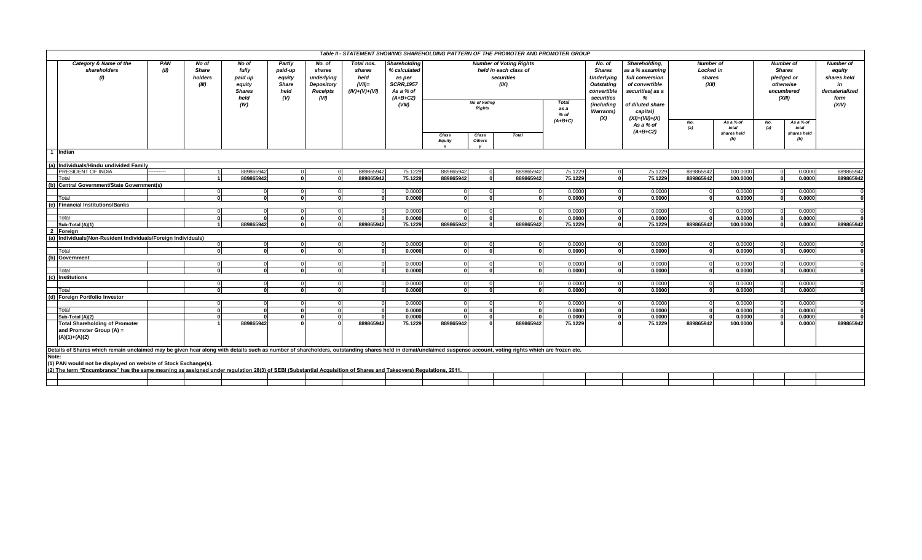## Table II - STATEMENT SHOWING SHAREHOLDING PATTERN OF THE PROMOTER AND PROMOTER GROUP

| | Category & Name of the shareholders (I) | PAN (II) | No of Share holders (III) | No of fully paid up equity Shares held (IV) | Partly paid-up equity Share held (V) | No. of shares underlying Depository Receipts (VI) | Total nos. shares held (VII)= (IV)+(V)+(VI) | Shareholding % calculated as per SCRR,1957 As a % of (A+B+C2) (VIII) | Number of Voting Rights held in each class of securities (IX) | | | | No. of Shares Underlying Outstating convertible securities (including Warrants) (X) | Shareholding, as a % assuming full conversion of convertible securities( as a % of diluted share capital) (XI)=(VII)+(X) As a % of (A+B+C2) | Number of Locked in shares (XII) | | Number of Shares pledged or otherwise encumbered (XIII) | | Number of equity shares held in dematerialized form (XIV) |
|---|---|---|---|---|---|---|---|---|---|---|---|---|---|---|---|---|---|---|---|
| | | | | | | | | | No of Voting Rights | | | Total as a % of (A+B+C) | | | No. (a) | As a % of total shares held (b) | No. (a) | As a % of total shares held (b) | |
| | | | | | | | | | Class Equity x | Class Others y | Total | | | | | | | | |
| 1 | Indian | | | | | | | | | | | | | | | | | | |
| (a) | Individuals/Hindu undivided Family | | | | | | | | | | | | | | | | | | |
| | PRESIDENT OF INDIA | --------- | 1 | 889865942 | 0 | 0 | 889865942 | 75.1229 | 889865942 | 0 | 889865942 | 75.1229 | 0 | 75.1229 | 889865942 | 100.0000 | 0 | 0.0000 | 889865942 |
| | Total | | 1 | 889865942 | 0 | 0 | 889865942 | 75.1229 | 889865942 | 0 | 889865942 | 75.1229 | 0 | 75.1229 | 889865942 | 100.0000 | 0 | 0.0000 | 889865942 |
| (b) | Central Government/State Government(s) | | | | | | | | | | | | | | | | | | |
| | | | 0 | 0 | 0 | 0 | 0 | 0.0000 | 0 | 0 | 0 | 0.0000 | 0 | 0.0000 | 0 | 0.0000 | 0 | 0.0000 | 0 |
| | Total | | 0 | 0 | 0 | 0 | 0 | 0.0000 | 0 | 0 | 0 | 0.0000 | 0 | 0.0000 | 0 | 0.0000 | 0 | 0.0000 | 0 |
| (c) | Financial Institutions/Banks | | | | | | | | | | | | | | | | | | |
| | | | 0 | 0 | 0 | 0 | 0 | 0.0000 | 0 | 0 | 0 | 0.0000 | 0 | 0.0000 | 0 | 0.0000 | 0 | 0.0000 | 0 |
| | Total | | 0 | 0 | 0 | 0 | 0 | 0.0000 | 0 | 0 | 0 | 0.0000 | 0 | 0.0000 | 0 | 0.0000 | 0 | 0.0000 | 0 |
| | Sub-Total (A)(1) | | 1 | 889865942 | 0 | 0 | 889865942 | 75.1229 | 889865942 | 0 | 889865942 | 75.1229 | 0 | 75.1229 | 889865942 | 100.0000 | 0 | 0.0000 | 889865942 |
| 2 | Foreign | | | | | | | | | | | | | | | | | | |
| (a) | Individuals(Non-Resident Individuals/Foreign Individuals) | | | | | | | | | | | | | | | | | | |
| | | | 0 | 0 | 0 | 0 | 0 | 0.0000 | 0 | 0 | 0 | 0.0000 | 0 | 0.0000 | 0 | 0.0000 | 0 | 0.0000 | 0 |
| | Total | | 0 | 0 | 0 | 0 | 0 | 0.0000 | 0 | 0 | 0 | 0.0000 | 0 | 0.0000 | 0 | 0.0000 | 0 | 0.0000 | 0 |
| (b) | Government | | | | | | | | | | | | | | | | | | |
| | | | 0 | 0 | 0 | 0 | 0 | 0.0000 | 0 | 0 | 0 | 0.0000 | 0 | 0.0000 | 0 | 0.0000 | 0 | 0.0000 | 0 |
| | Total | | 0 | 0 | 0 | 0 | 0 | 0.0000 | 0 | 0 | 0 | 0.0000 | 0 | 0.0000 | 0 | 0.0000 | 0 | 0.0000 | 0 |
| (c) | Institutions | | | | | | | | | | | | | | | | | | |
| | | | 0 | 0 | 0 | 0 | 0 | 0.0000 | 0 | 0 | 0 | 0.0000 | 0 | 0.0000 | 0 | 0.0000 | 0 | 0.0000 | 0 |
| | Total | | 0 | 0 | 0 | 0 | 0 | 0.0000 | 0 | 0 | 0 | 0.0000 | 0 | 0.0000 | 0 | 0.0000 | 0 | 0.0000 | 0 |
| (d) | Foreign Portfolio Investor | | | | | | | | | | | | | | | | | | |
| | | | 0 | 0 | 0 | 0 | 0 | 0.0000 | 0 | 0 | 0 | 0.0000 | 0 | 0.0000 | 0 | 0.0000 | 0 | 0.0000 | 0 |
| | Total | | 0 | 0 | 0 | 0 | 0 | 0.0000 | 0 | 0 | 0 | 0.0000 | 0 | 0.0000 | 0 | 0.0000 | 0 | 0.0000 | 0 |
| | Sub-Total (A)(2) | | 0 | 0 | 0 | 0 | 0 | 0.0000 | 0 | 0 | 0 | 0.0000 | 0 | 0.0000 | 0 | 0.0000 | 0 | 0.0000 | 0 |
| | Total Shareholding of Promoter and Promoter Group (A) = (A)(1)+(A)(2) | | 1 | 889865942 | 0 | 0 | 889865942 | 75.1229 | 889865942 | 0 | 889865942 | 75.1229 | 0 | 75.1229 | 889865942 | 100.0000 | 0 | 0.0000 | 889865942 |

Details of Shares which remain unclaimed may be given hear along with details such as number of shareholders, outstanding shares held in demat/unclaimed suspense account, voting rights which are frozen etc.

Note:

(1) PAN would not be displayed on website of Stock Exchange(s).

(2) The term "Encumbrance" has the same meaning as assigned under regulation 28(3) of SEBI (Substantial Acquisition of Shares and Takeovers) Regulations, 2011.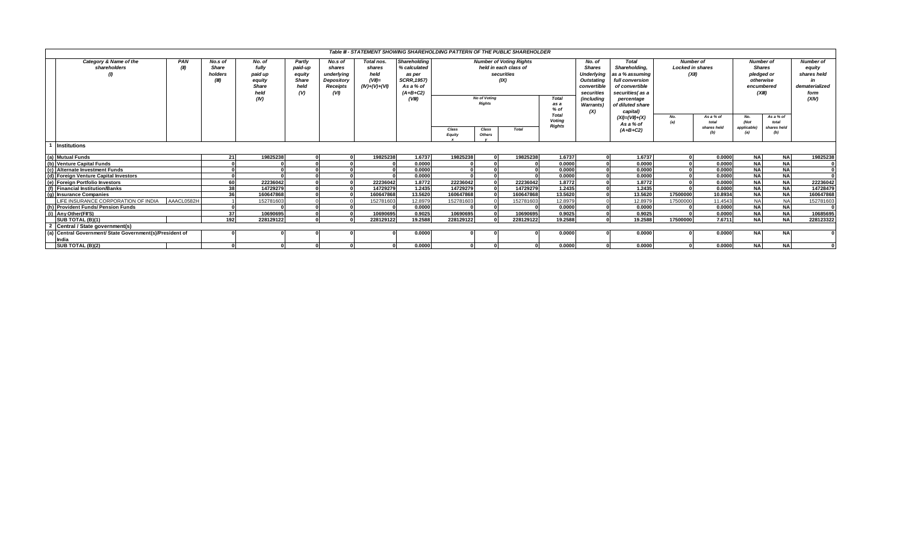Table III - STATEMENT SHOWING SHAREHOLDING PATTERN OF THE PUBLIC SHAREHOLDER

| | Category & Name of the shareholders (I) | PAN (II) | No.s of Share holders (III) | No. of fully paid up equity Share held (IV) | Partly paid-up equity Share held (V) | No.s of shares underlying Depository Receipts (VI) | Total nos. shares held (VII)= (IV)+(V)+(VI) | Shareholding % calculated as per SCRR,1957) As a % of (A+B+C2) (VIII) | Number of Voting Rights held in each class of securities (IX) | | | | No. of Shares Underlying Outstating convertible securities (including Warrants) (X) | Total Shareholding, as a % assuming full conversion of convertible securities( as a percentage of diluted share capital) (XI)=(VII)+(X) As a % of (A+B+C2) | Number of Locked in shares (XII) | | Number of Shares pledged or otherwise encumbered (XIII) | | Number of equity shares held in dematerialized form (XIV) |
|---|---|---|---|---|---|---|---|---|---|---|---|---|---|---|---|---|---|---|---|
| | | | | | | | | | No of Voting Rights | | | Total as a % of Total Voting Rights | | | | | | | |
| | | | | | | | | | Class Equity x | Class Others y | Total | | | | No. (a) | As a % of total shares held (b) | No. (Not applicable) (a) | As a % of total shares held (b) | |
| 1 | Institutions | | | | | | | | | | | | | | | | | | |
| (a) | Mutual Funds | | 21 | 19825238 | 0 | 0 | 19825238 | 1.6737 | 19825238 | 0 | 19825238 | 1.6737 | 0 | 1.6737 | 0 | 0.0000 | NA | NA | 19825238 |
| (b) | Venture Capital Funds | | 0 | 0 | 0 | 0 | 0 | 0.0000 | 0 | 0 | 0 | 0.0000 | 0 | 0.0000 | 0 | 0.0000 | NA | NA | 0 |
| (c) | Alternate Investment Funds | | 0 | 0 | 0 | 0 | 0 | 0.0000 | 0 | 0 | 0 | 0.0000 | 0 | 0.0000 | 0 | 0.0000 | NA | NA | 0 |
| (d) | Foreign Venture Capital Investors | | 0 | 0 | 0 | 0 | 0 | 0.0000 | 0 | 0 | 0 | 0.0000 | 0 | 0.0000 | 0 | 0.0000 | NA | NA | 0 |
| (e) | Foreign Portfolio Investors | | 60 | 22236042 | 0 | 0 | 22236042 | 1.8772 | 22236042 | 0 | 22236042 | 1.8772 | 0 | 1.8772 | 0 | 0.0000 | NA | NA | 22236042 |
| (f) | Financial Institution/Banks | | 38 | 14729279 | 0 | 0 | 14729279 | 1.2435 | 14729279 | 0 | 14729279 | 1.2435 | 0 | 1.2435 | 0 | 0.0000 | NA | NA | 14728479 |
| (g) | Insurance Companies | | 36 | 160647868 | 0 | 0 | 160647868 | 13.5620 | 160647868 | 0 | 160647868 | 13.5620 | 0 | 13.5620 | 17500000 | 10.8934 | NA | NA | 160647868 |
| | LIFE INSURANCE CORPORATION OF INDIA | AAACL0582H | 1 | 152781603 | 0 | 0 | 152781603 | 12.8979 | 152781603 | 0 | 152781603 | 12.8979 | 0 | 12.8979 | 17500000 | 11.4543 | NA | NA | 152781603 |
| (h) | Provident Funds/ Pension Funds | | 0 | 0 | 0 | 0 | 0 | 0.0000 | 0 | 0 | 0 | 0.0000 | 0 | 0.0000 | 0 | 0.0000 | NA | NA | 0 |
| (i) | Any Other(FII'S) | | 37 | 10690695 | 0 | 0 | 10690695 | 0.9025 | 10690695 | 0 | 10690695 | 0.9025 | 0 | 0.9025 | 0 | 0.0000 | NA | NA | 10685695 |
| | SUB TOTAL (B)(1) | | 192 | 228129122 | 0 | 0 | 228129122 | 19.2588 | 228129122 | 0 | 228129122 | 19.2588 | 0 | 19.2588 | 17500000 | 7.6711 | NA | NA | 228123322 |
| 2 | Central / State government(s) | | | | | | | | | | | | | | | | | | |
| (a) | Central Government/ State Government(s)/President of India | | 0 | 0 | 0 | 0 | 0 | 0.0000 | 0 | 0 | 0 | 0.0000 | 0 | 0.0000 | 0 | 0.0000 | NA | NA | 0 |
| | SUB TOTAL (B)(2) | | 0 | 0 | 0 | 0 | 0 | 0.0000 | 0 | 0 | 0 | 0.0000 | 0 | 0.0000 | 0 | 0.0000 | NA | NA | 0 |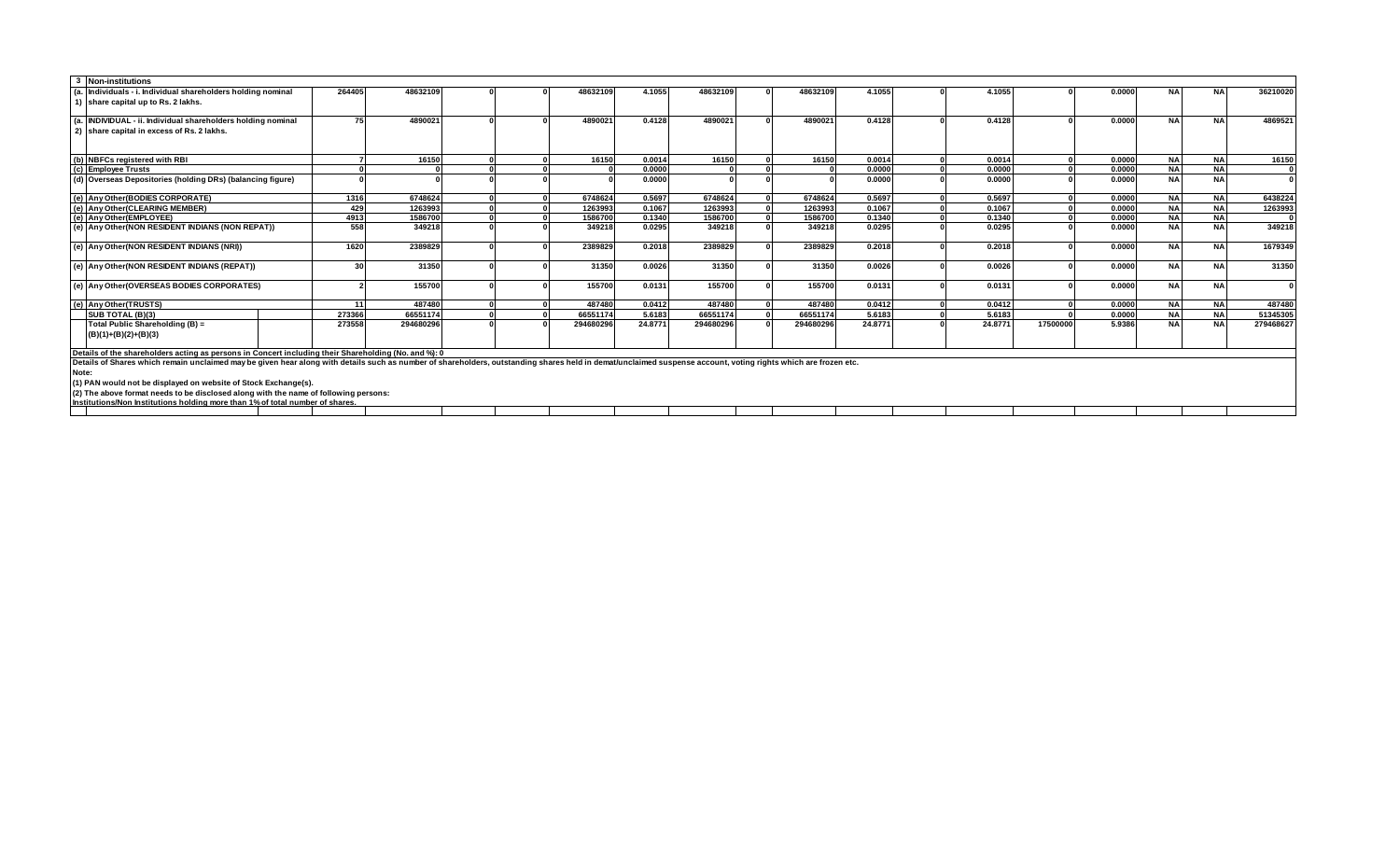| | 3 Non-institutions | | | | | | | | | | | | | | | | | |
|---|---|---|---|---|---|---|---|---|---|---|---|---|---|---|---|---|---|---|
| (a. 1) | Individuals - i. Individual shareholders holding nominal share capital up to Rs. 2 lakhs. | 264405 | 48632109 | 0 | 0 | 48632109 | 4.1055 | 48632109 | 0 | 48632109 | 4.1055 | 0 | 4.1055 | 0 | 0.0000 | NA | NA | 36210020 |
| (a. 2) | INDIVIDUAL - ii. Individual shareholders holding nominal share capital in excess of Rs. 2 lakhs. | 75 | 4890021 | 0 | 0 | 4890021 | 0.4128 | 4890021 | 0 | 4890021 | 0.4128 | 0 | 0.4128 | 0 | 0.0000 | NA | NA | 4869521 |
| (b) | NBFCs registered with RBI | 7 | 16150 | 0 | 0 | 16150 | 0.0014 | 16150 | 0 | 16150 | 0.0014 | 0 | 0.0014 | 0 | 0.0000 | NA | NA | 16150 |
| (c) | Employee Trusts | 0 | 0 | 0 | 0 | 0 | 0.0000 | 0 | 0 | 0 | 0.0000 | 0 | 0.0000 | 0 | 0.0000 | NA | NA | 0 |
| (d) | Overseas Depositories (holding DRs) (balancing figure) | 0 | 0 | 0 | 0 | 0 | 0.0000 | 0 | 0 | 0 | 0.0000 | 0 | 0.0000 | 0 | 0.0000 | NA | NA | 0 |
| (e) | Any Other(BODIES CORPORATE) | 1316 | 6748624 | 0 | 0 | 6748624 | 0.5697 | 6748624 | 0 | 6748624 | 0.5697 | 0 | 0.5697 | 0 | 0.0000 | NA | NA | 6438224 |
| (e) | Any Other(CLEARING MEMBER) | 429 | 1263993 | 0 | 0 | 1263993 | 0.1067 | 1263993 | 0 | 1263993 | 0.1067 | 0 | 0.1067 | 0 | 0.0000 | NA | NA | 1263993 |
| (e) | Any Other(EMPLOYEE) | 4913 | 1586700 | 0 | 0 | 1586700 | 0.1340 | 1586700 | 0 | 1586700 | 0.1340 | 0 | 0.1340 | 0 | 0.0000 | NA | NA | 0 |
| (e) | Any Other(NON RESIDENT INDIANS (NON REPAT)) | 558 | 349218 | 0 | 0 | 349218 | 0.0295 | 349218 | 0 | 349218 | 0.0295 | 0 | 0.0295 | 0 | 0.0000 | NA | NA | 349218 |
| (e) | Any Other(NON RESIDENT INDIANS (NRI)) | 1620 | 2389829 | 0 | 0 | 2389829 | 0.2018 | 2389829 | 0 | 2389829 | 0.2018 | 0 | 0.2018 | 0 | 0.0000 | NA | NA | 1679349 |
| (e) | Any Other(NON RESIDENT INDIANS (REPAT)) | 30 | 31350 | 0 | 0 | 31350 | 0.0026 | 31350 | 0 | 31350 | 0.0026 | 0 | 0.0026 | 0 | 0.0000 | NA | NA | 31350 |
| (e) | Any Other(OVERSEAS BODIES CORPORATES) | 2 | 155700 | 0 | 0 | 155700 | 0.0131 | 155700 | 0 | 155700 | 0.0131 | 0 | 0.0131 | 0 | 0.0000 | NA | NA | 0 |
| (e) | Any Other(TRUSTS) | 11 | 487480 | 0 | 0 | 487480 | 0.0412 | 487480 | 0 | 487480 | 0.0412 | 0 | 0.0412 | 0 | 0.0000 | NA | NA | 487480 |
| | SUB TOTAL (B)(3) | 273366 | 66551174 | 0 | 0 | 66551174 | 5.6183 | 66551174 | 0 | 66551174 | 5.6183 | 0 | 5.6183 | 0 | 0.0000 | NA | NA | 51345305 |
| | Total Public Shareholding (B) = (B)(1)+(B)(2)+(B)(3) | 273558 | 294680296 | 0 | 0 | 294680296 | 24.8771 | 294680296 | 0 | 294680296 | 24.8771 | 0 | 24.8771 | 17500000 | 5.9386 | NA | NA | 279468627 |

Details of the shareholders acting as persons in Concert including their Shareholding (No. and %): 0

Details of Shares which remain unclaimed may be given hear along with details such as number of shareholders, outstanding shares held in demat/unclaimed suspense account, voting rights which are frozen etc.

Note:

(1) PAN would not be displayed on website of Stock Exchange(s).

(2) The above format needs to be disclosed along with the name of following persons:

Institutions/Non Institutions holding more than 1% of total number of shares.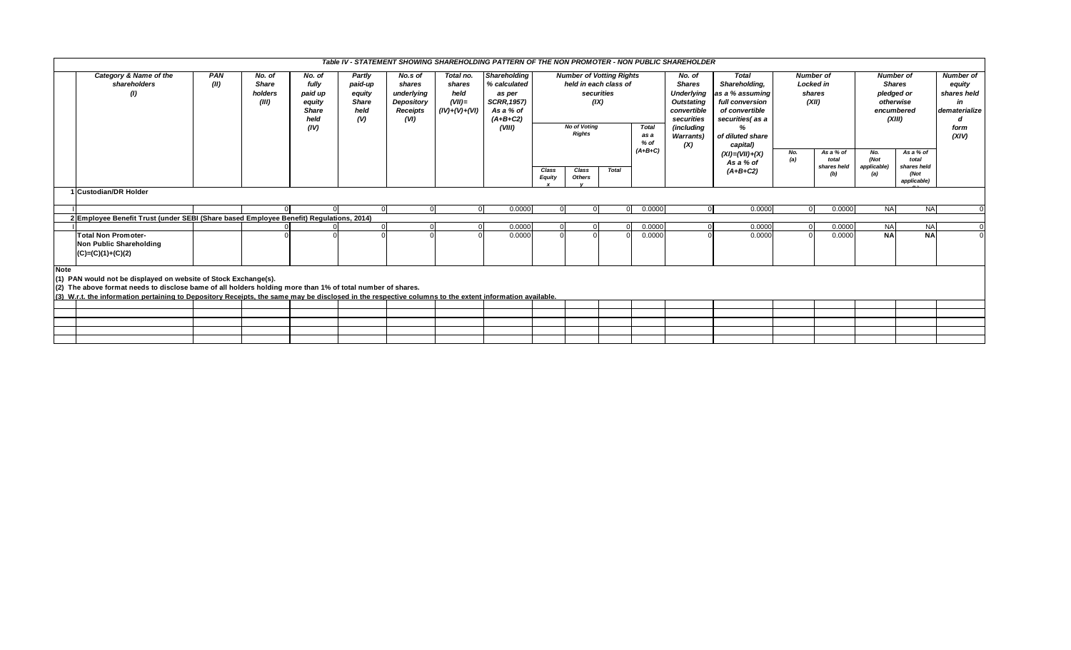### Table IV - STATEMENT SHOWING SHAREHOLDING PATTERN OF THE NON PROMOTER - NON PUBLIC SHAREHOLDER

| | Category & Name of the shareholders (I) | PAN (II) | No. of Share holders (III) | No. of fully paid up equity Share held (IV) | Partly paid-up equity Share held (V) | No.s of shares underlying Depository Receipts (VI) | Total no. shares held (VII)= (IV)+(V)+(VI) | Shareholding % calculated as per SCRR,1957) As a % of (A+B+C2) (VIII) | Number of Votting Rights held in each class of securities (IX) | | | | No. of Shares Underlying Outstating convertible securities (including Warrants) (X) | Total Shareholding, as a % assuming full conversion of convertible securities( as a % of diluted share capital) (XI)=(VII)+(X) As a % of (A+B+C2) | Number of Locked in shares (XII) | | Number of Shares pledged or otherwise encumbered (XIII) | | Number of equity shares held in dematerialized form (XIV) |
|---|---|---|---|---|---|---|---|---|---|---|---|---|---|---|---|---|---|---|---|
| | | | | | | | | | No of Voting Rights | | | Total as a % of (A+B+C) | | | | | | | |
| | | | | | | | | | Class Equity x | Class Others y | Total | | | | No. (a) | As a % of total shares held (b) | No. (Not applicable) (a) | As a % of total shares held (Not applicable) (b) | |
| 1 | Custodian/DR Holder | | | | | | | | | | | | | | | | | | |
| I | | | 0 | 0 | 0 | 0 | 0 | 0.0000 | 0 | 0 | 0 | 0.0000 | 0 | 0.0000 | 0 | 0.0000 | NA | NA | 0 |
| 2 | Employee Benefit Trust (under SEBI (Share based Employee Benefit) Regulations, 2014) | | | | | | | | | | | | | | | | | | |
| I | | | 0 | 0 | 0 | 0 | 0 | 0.0000 | 0 | 0 | 0 | 0.0000 | 0 | 0.0000 | 0 | 0.0000 | NA | NA | 0 |
| | **Total Non Promoter- Non Public Shareholding (C)=(C)(1)+(C)(2)** | | 0 | 0 | 0 | 0 | 0 | 0.0000 | 0 | 0 | 0 | 0.0000 | 0 | 0.0000 | 0 | 0.0000 | **NA** | **NA** | 0 |

**Note**

(1) PAN would not be displayed on website of Stock Exchange(s).

(2) The above format needs to disclose bame of all holders holding more than 1% of total number of shares.

(3) W.r.t. the information pertaining to Depository Receipts, the same may be disclosed in the respective columns to the extent information available.